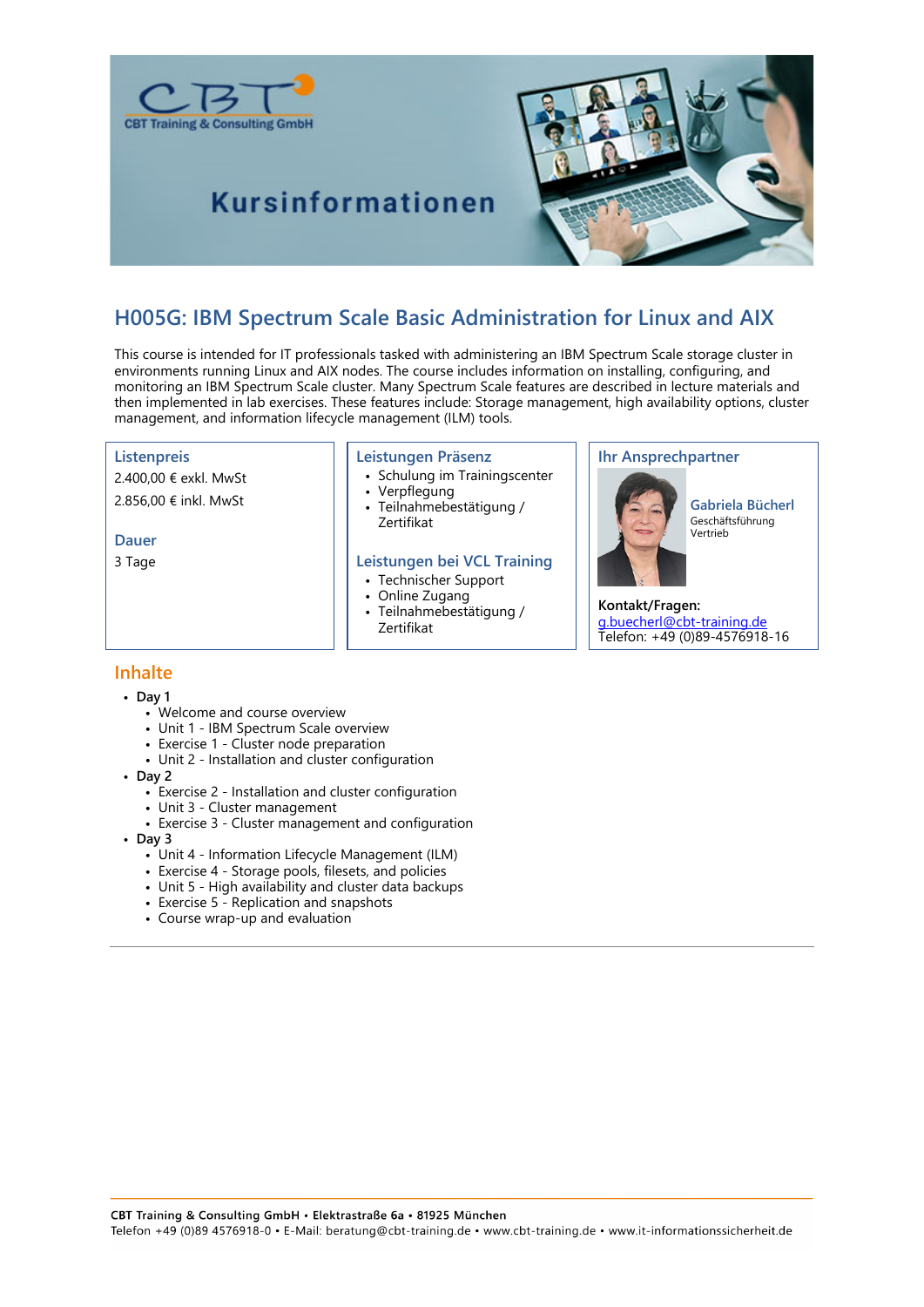# Kursinformationen

## H005G: IBM Spectrum Scale Basic Administration for Linux and AIX

This course is intended for IT professionals tasked with administering an IBM Spectrum Scale storage cluster in environments running Linux and AIX nodes. The course includes information on installing, configuring, and monitoring an IBM Spectrum Scale cluster. Many Spectrum Scale features are described in lecture materials and then implemented in lab exercises. These features include: Storage management, high availability options, cluster management, and information lifecycle management (ILM) tools.

### Listenpreis

2.400,00 € exkl. MwSt

2.856,00 € inkl. MwSt

### Dauer

3 Tage

### Leistungen Präsenz

- Schulung im Trainingscenter
- Verpflegung
- Teilnahmebestätigung / Zertifikat

### Leistungen bei VCL Training

- Technischer Support
- Online Zugang
- Teilnahmebestätigung / Zertifikat

### Ihr Ansprechpartner

**Gabriela Bücherl**
Geschäftsführung
Vertrieb

**Kontakt/Fragen:**
g.buecherl@cbt-training.de
Telefon: +49 (0)89-4576918-16

## Inhalte

- **Day 1**
  - Welcome and course overview
  - Unit 1 - IBM Spectrum Scale overview
  - Exercise 1 - Cluster node preparation
  - Unit 2 - Installation and cluster configuration
- **Day 2**
  - Exercise 2 - Installation and cluster configuration
  - Unit 3 - Cluster management
  - Exercise 3 - Cluster management and configuration
- **Day 3**
  - Unit 4 - Information Lifecycle Management (ILM)
  - Exercise 4 - Storage pools, filesets, and policies
  - Unit 5 - High availability and cluster data backups
  - Exercise 5 - Replication and snapshots
  - Course wrap-up and evaluation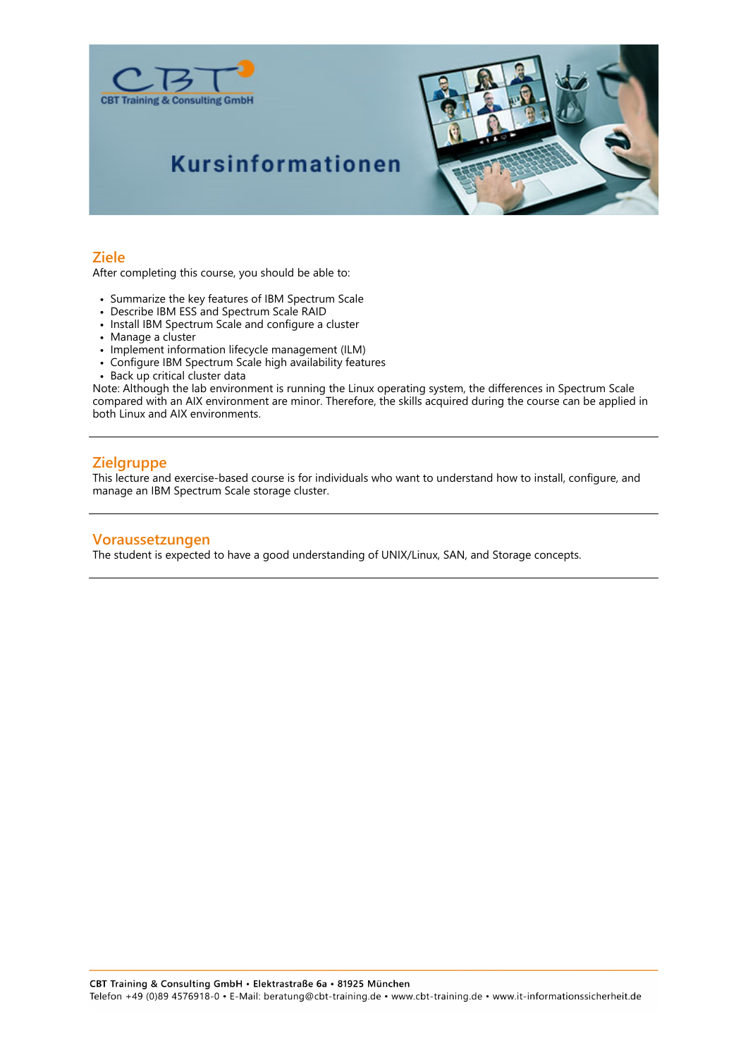## Ziele

After completing this course, you should be able to:

- Summarize the key features of IBM Spectrum Scale
- Describe IBM ESS and Spectrum Scale RAID
- Install IBM Spectrum Scale and configure a cluster
- Manage a cluster
- Implement information lifecycle management (ILM)
- Configure IBM Spectrum Scale high availability features
- Back up critical cluster data

Note: Although the lab environment is running the Linux operating system, the differences in Spectrum Scale compared with an AIX environment are minor. Therefore, the skills acquired during the course can be applied in both Linux and AIX environments.

## Zielgruppe

This lecture and exercise-based course is for individuals who want to understand how to install, configure, and manage an IBM Spectrum Scale storage cluster.

## Voraussetzungen

The student is expected to have a good understanding of UNIX/Linux, SAN, and Storage concepts.